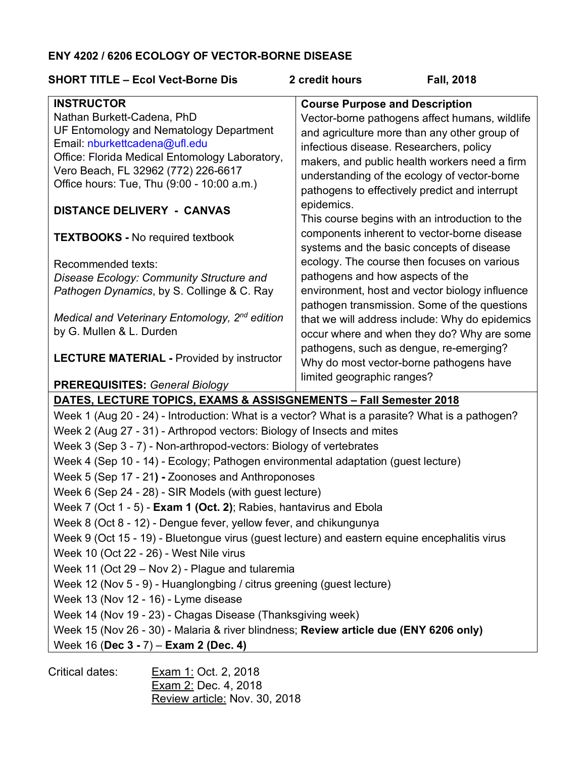# ENY 4202 / 6206 ECOLOGY OF VECTOR-BORNE DISEASE

**SHORT TITLE – Ecol Vect-Borne Dis** **2 credit hours** **Fall, 2018**

**INSTRUCTOR**
Nathan Burkett-Cadena, PhD
UF Entomology and Nematology Department
Email: nburkettcadena@ufl.edu
Office: Florida Medical Entomology Laboratory, Vero Beach, FL 32962 (772) 226-6617
Office hours: Tue, Thu (9:00 - 10:00 a.m.)

**DISTANCE DELIVERY - CANVAS**

**TEXTBOOKS -** No required textbook

Recommended texts:
*Disease Ecology: Community Structure and Pathogen Dynamics*, by S. Collinge & C. Ray

*Medical and Veterinary Entomology, 2nd edition* by G. Mullen & L. Durden

**LECTURE MATERIAL -** Provided by instructor

**PREREQUISITES:** *General Biology*

**Course Purpose and Description**
Vector-borne pathogens affect humans, wildlife and agriculture more than any other group of infectious disease. Researchers, policy makers, and public health workers need a firm understanding of the ecology of vector-borne pathogens to effectively predict and interrupt epidemics.
This course begins with an introduction to the components inherent to vector-borne disease systems and the basic concepts of disease ecology. The course then focuses on various pathogens and how aspects of the environment, host and vector biology influence pathogen transmission. Some of the questions that we will address include: Why do epidemics occur where and when they do? Why are some pathogens, such as dengue, re-emerging? Why do most vector-borne pathogens have limited geographic ranges?

**DATES, LECTURE TOPICS, EXAMS & ASSISGNEMENTS – Fall Semester 2018**

Week 1 (Aug 20 - 24) - Introduction: What is a vector? What is a parasite? What is a pathogen?
Week 2 (Aug 27 - 31) - Arthropod vectors: Biology of Insects and mites
Week 3 (Sep 3 - 7) - Non-arthropod-vectors: Biology of vertebrates
Week 4 (Sep 10 - 14) - Ecology; Pathogen environmental adaptation (guest lecture)
Week 5 (Sep 17 - 21**) -** Zoonoses and Anthroponoses
Week 6 (Sep 24 - 28) - SIR Models (with guest lecture)
Week 7 (Oct 1 - 5) - **Exam 1 (Oct. 2)**; Rabies, hantavirus and Ebola
Week 8 (Oct 8 - 12) - Dengue fever, yellow fever, and chikungunya
Week 9 (Oct 15 - 19) - Bluetongue virus (guest lecture) and eastern equine encephalitis virus
Week 10 (Oct 22 - 26) - West Nile virus
Week 11 (Oct 29 – Nov 2) - Plague and tularemia
Week 12 (Nov 5 - 9) - Huanglongbing / citrus greening (guest lecture)
Week 13 (Nov 12 - 16) - Lyme disease
Week 14 (Nov 19 - 23) - Chagas Disease (Thanksgiving week)
Week 15 (Nov 26 - 30) - Malaria & river blindness; **Review article due (ENY 6206 only)**
Week 16 (**Dec 3 -** 7) – **Exam 2 (Dec. 4)**

Critical dates:
Exam 1: Oct. 2, 2018
Exam 2: Dec. 4, 2018
Review article: Nov. 30, 2018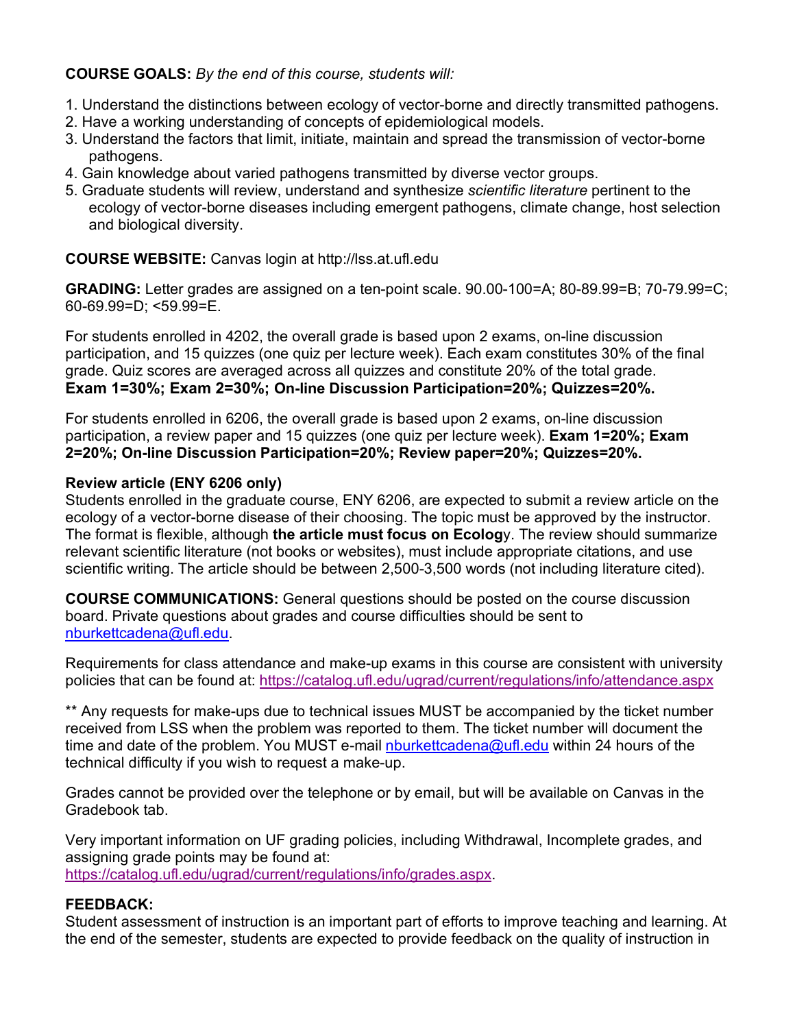**COURSE GOALS:** *By the end of this course, students will:*

1. Understand the distinctions between ecology of vector-borne and directly transmitted pathogens.
2. Have a working understanding of concepts of epidemiological models.
3. Understand the factors that limit, initiate, maintain and spread the transmission of vector-borne pathogens.
4. Gain knowledge about varied pathogens transmitted by diverse vector groups.
5. Graduate students will review, understand and synthesize *scientific literature* pertinent to the ecology of vector-borne diseases including emergent pathogens, climate change, host selection and biological diversity.

**COURSE WEBSITE:** Canvas login at http://lss.at.ufl.edu

**GRADING:** Letter grades are assigned on a ten-point scale. 90.00-100=A; 80-89.99=B; 70-79.99=C; 60-69.99=D; <59.99=E.

For students enrolled in 4202, the overall grade is based upon 2 exams, on-line discussion participation, and 15 quizzes (one quiz per lecture week). Each exam constitutes 30% of the final grade. Quiz scores are averaged across all quizzes and constitute 20% of the total grade. **Exam 1=30%; Exam 2=30%; On-line Discussion Participation=20%; Quizzes=20%.**

For students enrolled in 6206, the overall grade is based upon 2 exams, on-line discussion participation, a review paper and 15 quizzes (one quiz per lecture week). **Exam 1=20%; Exam 2=20%; On-line Discussion Participation=20%; Review paper=20%; Quizzes=20%.**

**Review article (ENY 6206 only)**
Students enrolled in the graduate course, ENY 6206, are expected to submit a review article on the ecology of a vector-borne disease of their choosing. The topic must be approved by the instructor. The format is flexible, although **the article must focus on Ecolog**y. The review should summarize relevant scientific literature (not books or websites), must include appropriate citations, and use scientific writing. The article should be between 2,500-3,500 words (not including literature cited).

**COURSE COMMUNICATIONS:** General questions should be posted on the course discussion board. Private questions about grades and course difficulties should be sent to nburkettcadena@ufl.edu.

Requirements for class attendance and make-up exams in this course are consistent with university policies that can be found at: https://catalog.ufl.edu/ugrad/current/regulations/info/attendance.aspx

** Any requests for make-ups due to technical issues MUST be accompanied by the ticket number received from LSS when the problem was reported to them. The ticket number will document the time and date of the problem. You MUST e-mail nburkettcadena@ufl.edu within 24 hours of the technical difficulty if you wish to request a make-up.

Grades cannot be provided over the telephone or by email, but will be available on Canvas in the Gradebook tab.

Very important information on UF grading policies, including Withdrawal, Incomplete grades, and assigning grade points may be found at:
https://catalog.ufl.edu/ugrad/current/regulations/info/grades.aspx.

**FEEDBACK:**
Student assessment of instruction is an important part of efforts to improve teaching and learning. At the end of the semester, students are expected to provide feedback on the quality of instruction in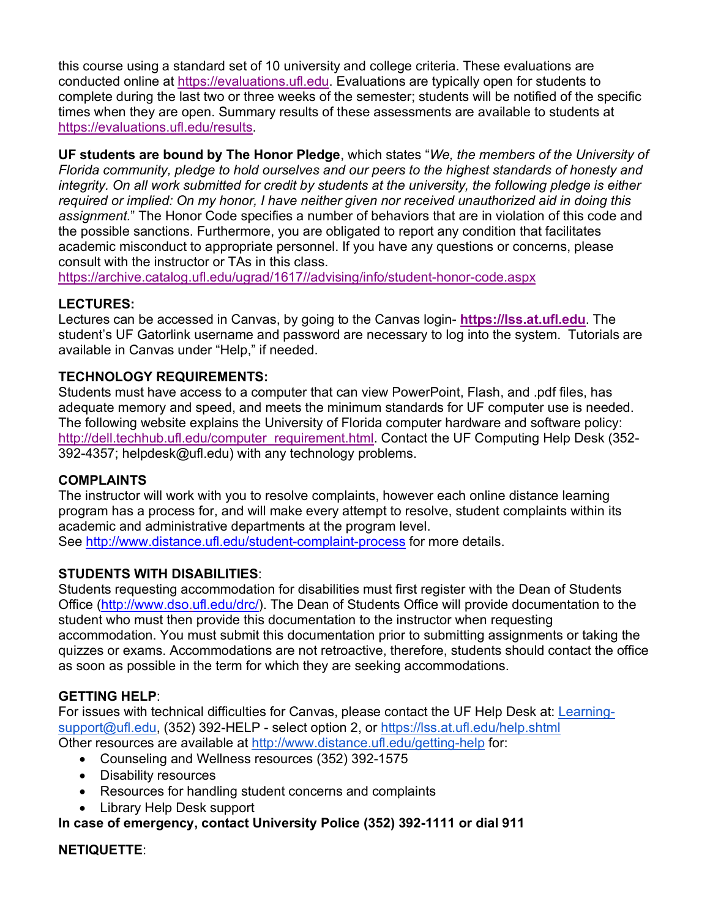this course using a standard set of 10 university and college criteria. These evaluations are conducted online at https://evaluations.ufl.edu. Evaluations are typically open for students to complete during the last two or three weeks of the semester; students will be notified of the specific times when they are open. Summary results of these assessments are available to students at https://evaluations.ufl.edu/results.

**UF students are bound by The Honor Pledge**, which states "*We, the members of the University of Florida community, pledge to hold ourselves and our peers to the highest standards of honesty and integrity. On all work submitted for credit by students at the university, the following pledge is either required or implied: On my honor, I have neither given nor received unauthorized aid in doing this assignment.*" The Honor Code specifies a number of behaviors that are in violation of this code and the possible sanctions. Furthermore, you are obligated to report any condition that facilitates academic misconduct to appropriate personnel. If you have any questions or concerns, please consult with the instructor or TAs in this class.
https://archive.catalog.ufl.edu/ugrad/1617//advising/info/student-honor-code.aspx

**LECTURES:**
Lectures can be accessed in Canvas, by going to the Canvas login- **https://lss.at.ufl.edu**. The student's UF Gatorlink username and password are necessary to log into the system. Tutorials are available in Canvas under "Help," if needed.

**TECHNOLOGY REQUIREMENTS:**
Students must have access to a computer that can view PowerPoint, Flash, and .pdf files, has adequate memory and speed, and meets the minimum standards for UF computer use is needed. The following website explains the University of Florida computer hardware and software policy: http://dell.techhub.ufl.edu/computer_requirement.html. Contact the UF Computing Help Desk (352-392-4357; helpdesk@ufl.edu) with any technology problems.

**COMPLAINTS**
The instructor will work with you to resolve complaints, however each online distance learning program has a process for, and will make every attempt to resolve, student complaints within its academic and administrative departments at the program level.
See http://www.distance.ufl.edu/student-complaint-process for more details.

**STUDENTS WITH DISABILITIES**:
Students requesting accommodation for disabilities must first register with the Dean of Students Office (http://www.dso.ufl.edu/drc/). The Dean of Students Office will provide documentation to the student who must then provide this documentation to the instructor when requesting accommodation. You must submit this documentation prior to submitting assignments or taking the quizzes or exams. Accommodations are not retroactive, therefore, students should contact the office as soon as possible in the term for which they are seeking accommodations.

**GETTING HELP**:
For issues with technical difficulties for Canvas, please contact the UF Help Desk at: Learning-support@ufl.edu, (352) 392-HELP - select option 2, or https://lss.at.ufl.edu/help.shtml
Other resources are available at http://www.distance.ufl.edu/getting-help for:

- Counseling and Wellness resources (352) 392-1575
- Disability resources
- Resources for handling student concerns and complaints
- Library Help Desk support

**In case of emergency, contact University Police (352) 392-1111 or dial 911**

**NETIQUETTE**: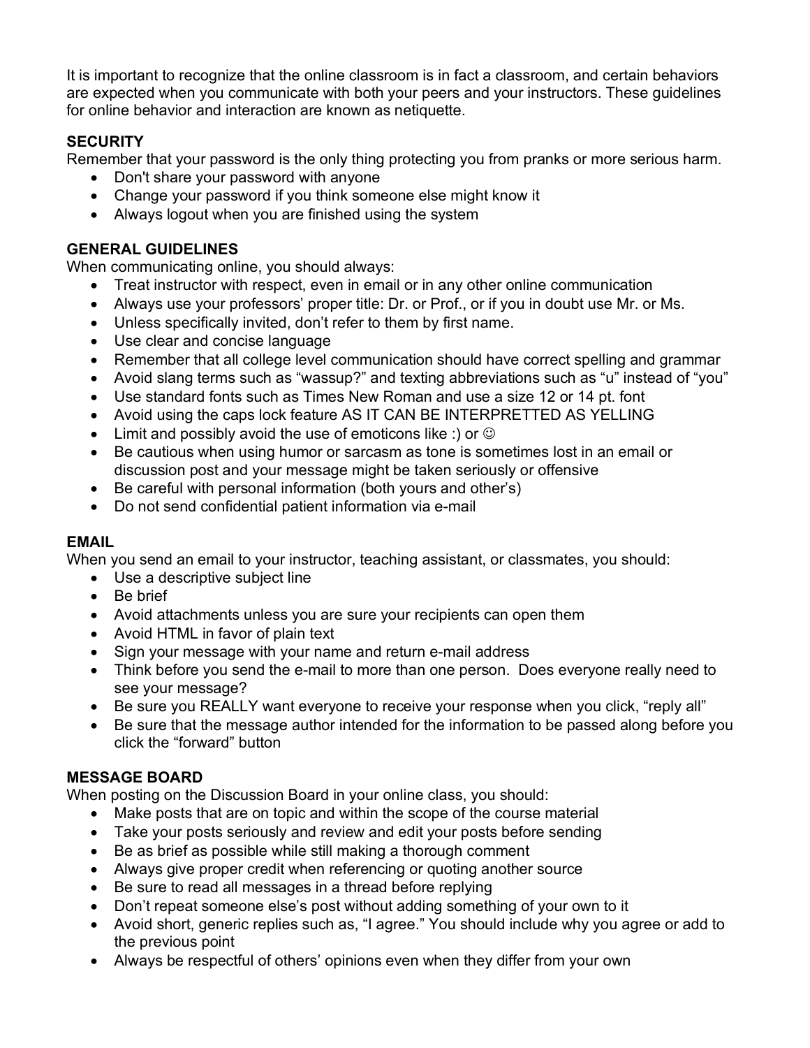It is important to recognize that the online classroom is in fact a classroom, and certain behaviors are expected when you communicate with both your peers and your instructors. These guidelines for online behavior and interaction are known as netiquette.

**SECURITY**

Remember that your password is the only thing protecting you from pranks or more serious harm.

- Don't share your password with anyone
- Change your password if you think someone else might know it
- Always logout when you are finished using the system

**GENERAL GUIDELINES**

When communicating online, you should always:

- Treat instructor with respect, even in email or in any other online communication
- Always use your professors' proper title: Dr. or Prof., or if you in doubt use Mr. or Ms.
- Unless specifically invited, don't refer to them by first name.
- Use clear and concise language
- Remember that all college level communication should have correct spelling and grammar
- Avoid slang terms such as "wassup?" and texting abbreviations such as "u" instead of "you"
- Use standard fonts such as Times New Roman and use a size 12 or 14 pt. font
- Avoid using the caps lock feature AS IT CAN BE INTERPRETTED AS YELLING
- Limit and possibly avoid the use of emoticons like :) or ☺
- Be cautious when using humor or sarcasm as tone is sometimes lost in an email or discussion post and your message might be taken seriously or offensive
- Be careful with personal information (both yours and other's)
- Do not send confidential patient information via e-mail

**EMAIL**

When you send an email to your instructor, teaching assistant, or classmates, you should:

- Use a descriptive subject line
- Be brief
- Avoid attachments unless you are sure your recipients can open them
- Avoid HTML in favor of plain text
- Sign your message with your name and return e-mail address
- Think before you send the e-mail to more than one person. Does everyone really need to see your message?
- Be sure you REALLY want everyone to receive your response when you click, "reply all"
- Be sure that the message author intended for the information to be passed along before you click the "forward" button

**MESSAGE BOARD**

When posting on the Discussion Board in your online class, you should:

- Make posts that are on topic and within the scope of the course material
- Take your posts seriously and review and edit your posts before sending
- Be as brief as possible while still making a thorough comment
- Always give proper credit when referencing or quoting another source
- Be sure to read all messages in a thread before replying
- Don't repeat someone else's post without adding something of your own to it
- Avoid short, generic replies such as, "I agree." You should include why you agree or add to the previous point
- Always be respectful of others' opinions even when they differ from your own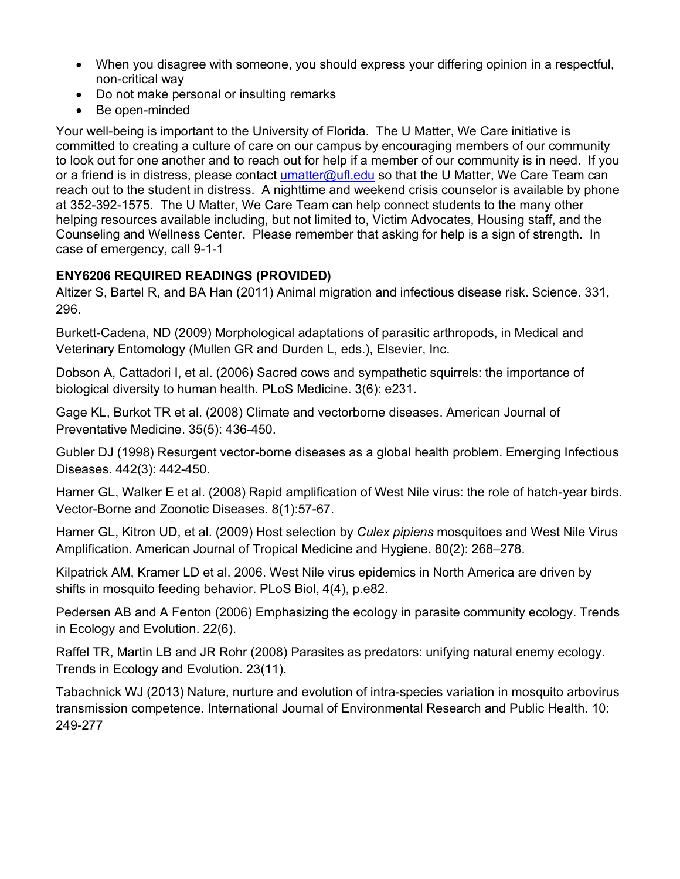- When you disagree with someone, you should express your differing opinion in a respectful, non-critical way
- Do not make personal or insulting remarks
- Be open-minded

Your well-being is important to the University of Florida. The U Matter, We Care initiative is committed to creating a culture of care on our campus by encouraging members of our community to look out for one another and to reach out for help if a member of our community is in need. If you or a friend is in distress, please contact [umatter@ufl.edu](mailto:umatter@ufl.edu) so that the U Matter, We Care Team can reach out to the student in distress. A nighttime and weekend crisis counselor is available by phone at 352-392-1575. The U Matter, We Care Team can help connect students to the many other helping resources available including, but not limited to, Victim Advocates, Housing staff, and the Counseling and Wellness Center. Please remember that asking for help is a sign of strength. In case of emergency, call 9-1-1

**ENY6206 REQUIRED READINGS (PROVIDED)**

Altizer S, Bartel R, and BA Han (2011) Animal migration and infectious disease risk. Science. 331, 296.

Burkett-Cadena, ND (2009) Morphological adaptations of parasitic arthropods, in Medical and Veterinary Entomology (Mullen GR and Durden L, eds.), Elsevier, Inc.

Dobson A, Cattadori I, et al. (2006) Sacred cows and sympathetic squirrels: the importance of biological diversity to human health. PLoS Medicine. 3(6): e231.

Gage KL, Burkot TR et al. (2008) Climate and vectorborne diseases. American Journal of Preventative Medicine. 35(5): 436-450.

Gubler DJ (1998) Resurgent vector-borne diseases as a global health problem. Emerging Infectious Diseases. 442(3): 442-450.

Hamer GL, Walker E et al. (2008) Rapid amplification of West Nile virus: the role of hatch-year birds. Vector-Borne and Zoonotic Diseases. 8(1):57-67.

Hamer GL, Kitron UD, et al. (2009) Host selection by *Culex pipiens* mosquitoes and West Nile Virus Amplification. American Journal of Tropical Medicine and Hygiene. 80(2): 268–278.

Kilpatrick AM, Kramer LD et al. 2006. West Nile virus epidemics in North America are driven by shifts in mosquito feeding behavior. PLoS Biol, 4(4), p.e82.

Pedersen AB and A Fenton (2006) Emphasizing the ecology in parasite community ecology. Trends in Ecology and Evolution. 22(6).

Raffel TR, Martin LB and JR Rohr (2008) Parasites as predators: unifying natural enemy ecology. Trends in Ecology and Evolution. 23(11).

Tabachnick WJ (2013) Nature, nurture and evolution of intra-species variation in mosquito arbovirus transmission competence. International Journal of Environmental Research and Public Health. 10: 249-277